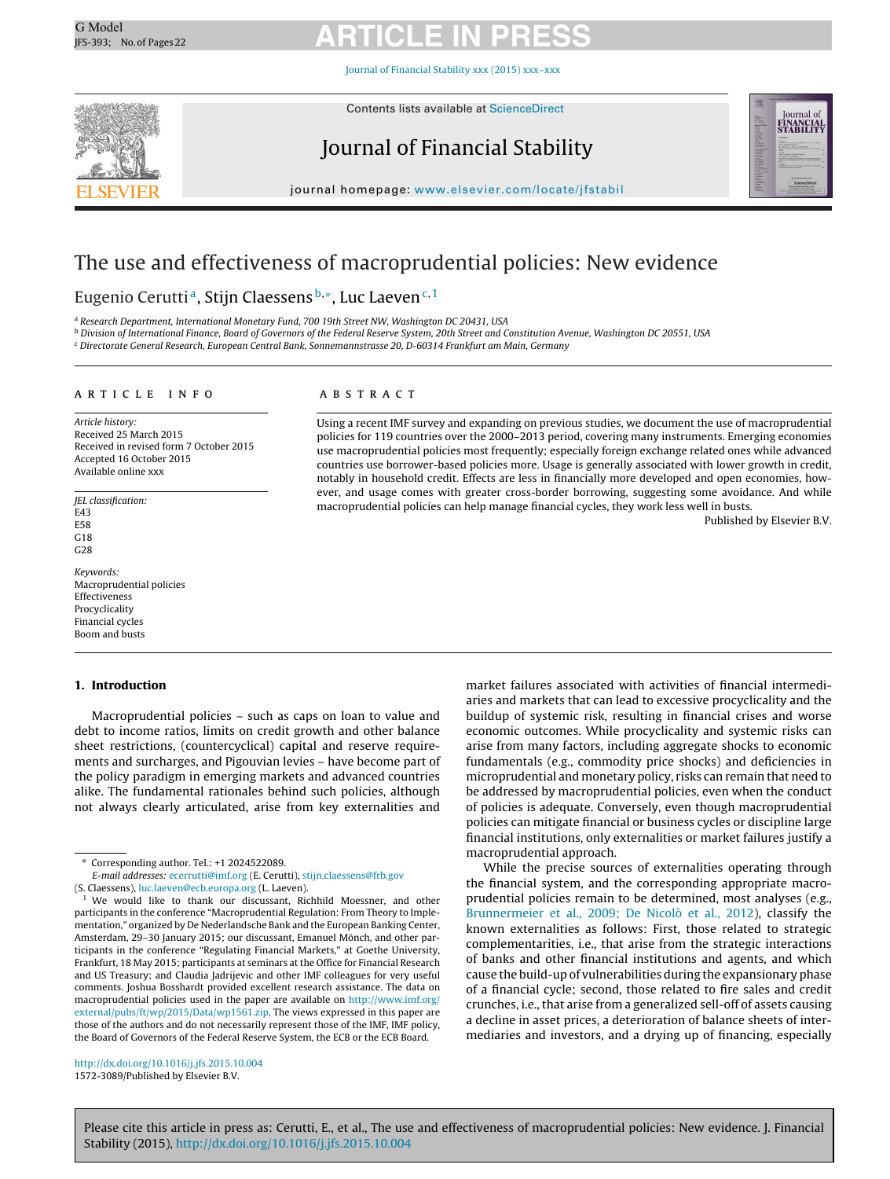# The use and effectiveness of macroprudential policies: New evidence

Eugenio Cerutti[a], Stijn Claessens[b,*], Luc Laeven[c,1]

[a] Research Department, International Monetary Fund, 700 19th Street NW, Washington DC 20431, USA
[b] Division of International Finance, Board of Governors of the Federal Reserve System, 20th Street and Constitution Avenue, Washington DC 20551, USA
[c] Directorate General Research, European Central Bank, Sonnemannstrasse 20, D-60314 Frankfurt am Main, Germany

## ARTICLE INFO

*Article history:*
Received 25 March 2015
Received in revised form 7 October 2015
Accepted 16 October 2015
Available online xxx

*JEL classification:*
E43
E58
G18
G28

*Keywords:*
Macroprudential policies
Effectiveness
Procyclicality
Financial cycles
Boom and busts

## ABSTRACT

Using a recent IMF survey and expanding on previous studies, we document the use of macroprudential policies for 119 countries over the 2000–2013 period, covering many instruments. Emerging economies use macroprudential policies most frequently; especially foreign exchange related ones while advanced countries use borrower-based policies more. Usage is generally associated with lower growth in credit, notably in household credit. Effects are less in financially more developed and open economies, however, and usage comes with greater cross-border borrowing, suggesting some avoidance. And while macroprudential policies can help manage financial cycles, they work less well in busts.

Published by Elsevier B.V.

## 1. Introduction

Macroprudential policies – such as caps on loan to value and debt to income ratios, limits on credit growth and other balance sheet restrictions, (countercyclical) capital and reserve requirements and surcharges, and Pigouvian levies – have become part of the policy paradigm in emerging markets and advanced countries alike. The fundamental rationales behind such policies, although not always clearly articulated, arise from key externalities and market failures associated with activities of financial intermediaries and markets that can lead to excessive procyclicality and the buildup of systemic risk, resulting in financial crises and worse economic outcomes. While procyclicality and systemic risks can arise from many factors, including aggregate shocks to economic fundamentals (e.g., commodity price shocks) and deficiencies in microprudential and monetary policy, risks can remain that need to be addressed by macroprudential policies, even when the conduct of policies is adequate. Conversely, even though macroprudential policies can mitigate financial or business cycles or discipline large financial institutions, only externalities or market failures justify a macroprudential approach.

While the precise sources of externalities operating through the financial system, and the corresponding appropriate macroprudential policies remain to be determined, most analyses (e.g., Brunnermeier et al., 2009; De Nicolò et al., 2012), classify the known externalities as follows: First, those related to strategic complementarities, i.e., that arise from the strategic interactions of banks and other financial institutions and agents, and which cause the build-up of vulnerabilities during the expansionary phase of a financial cycle; second, those related to fire sales and credit crunches, i.e., that arise from a generalized sell-off of assets causing a decline in asset prices, a deterioration of balance sheets of intermediaries and investors, and a drying up of financing, especially

---

\* Corresponding author. Tel.: +1 2024522089.
*E-mail addresses:* ecerrutti@imf.org (E. Cerutti), stijn.claessens@frb.gov (S. Claessens), luc.laeven@ecb.europa.org (L. Laeven).

[1] We would like to thank our discussant, Richhild Moessner, and other participants in the conference "Macroprudential Regulation: From Theory to Implementation," organized by De Nederlandsche Bank and the European Banking Center, Amsterdam, 29–30 January 2015; our discussant, Emanuel Mönch, and other participants in the conference "Regulating Financial Markets," at Goethe University, Frankfurt, 18 May 2015; participants at seminars at the Office for Financial Research and US Treasury; and Claudia Jadrijevic and other IMF colleagues for very useful comments. Joshua Bosshardt provided excellent research assistance. The data on macroprudential policies used in the paper are available on http://www.imf.org/external/pubs/ft/wp/2015/Data/wp1561.zip. The views expressed in this paper are those of the authors and do not necessarily represent those of the IMF, IMF policy, the Board of Governors of the Federal Reserve System, the ECB or the ECB Board.

http://dx.doi.org/10.1016/j.jfs.2015.10.004
1572-3089/Published by Elsevier B.V.

Please cite this article in press as: Cerutti, E., et al., The use and effectiveness of macroprudential policies: New evidence. J. Financial Stability (2015), http://dx.doi.org/10.1016/j.jfs.2015.10.004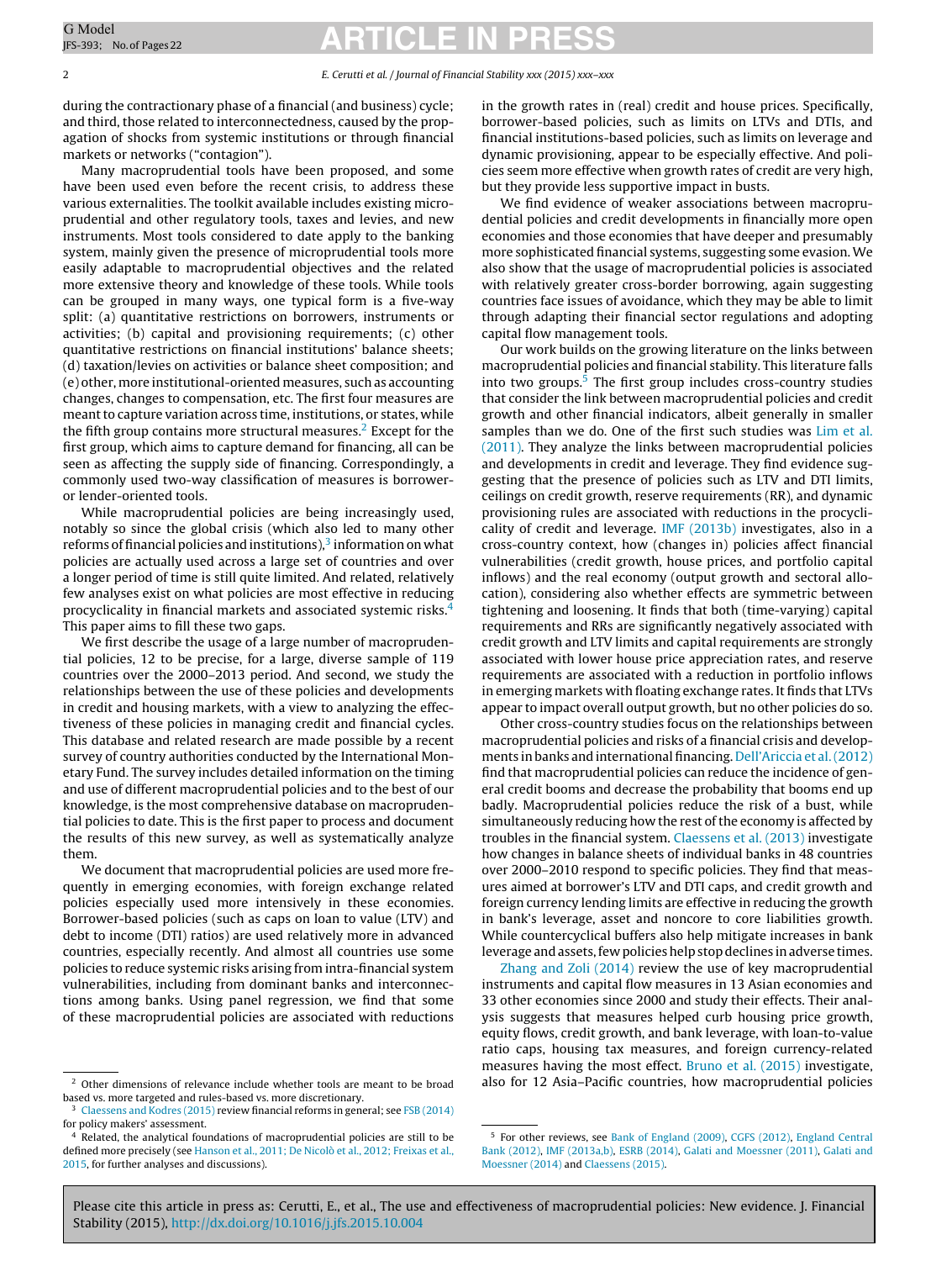during the contractionary phase of a financial (and business) cycle; and third, those related to interconnectedness, caused by the propagation of shocks from systemic institutions or through financial markets or networks ("contagion").

Many macroprudential tools have been proposed, and some have been used even before the recent crisis, to address these various externalities. The toolkit available includes existing microprudential and other regulatory tools, taxes and levies, and new instruments. Most tools considered to date apply to the banking system, mainly given the presence of microprudential tools more easily adaptable to macroprudential objectives and the related more extensive theory and knowledge of these tools. While tools can be grouped in many ways, one typical form is a five-way split: (a) quantitative restrictions on borrowers, instruments or activities; (b) capital and provisioning requirements; (c) other quantitative restrictions on financial institutions' balance sheets; (d) taxation/levies on activities or balance sheet composition; and (e) other, more institutional-oriented measures, such as accounting changes, changes to compensation, etc. The first four measures are meant to capture variation across time, institutions, or states, while the fifth group contains more structural measures.[2] Except for the first group, which aims to capture demand for financing, all can be seen as affecting the supply side of financing. Correspondingly, a commonly used two-way classification of measures is borrower- or lender-oriented tools.

While macroprudential policies are being increasingly used, notably so since the global crisis (which also led to many other reforms of financial policies and institutions),[3] information on what policies are actually used across a large set of countries and over a longer period of time is still quite limited. And related, relatively few analyses exist on what policies are most effective in reducing procyclicality in financial markets and associated systemic risks.[4] This paper aims to fill these two gaps.

We first describe the usage of a large number of macroprudential policies, 12 to be precise, for a large, diverse sample of 119 countries over the 2000–2013 period. And second, we study the relationships between the use of these policies and developments in credit and housing markets, with a view to analyzing the effectiveness of these policies in managing credit and financial cycles. This database and related research are made possible by a recent survey of country authorities conducted by the International Monetary Fund. The survey includes detailed information on the timing and use of different macroprudential policies and to the best of our knowledge, is the most comprehensive database on macroprudential policies to date. This is the first paper to process and document the results of this new survey, as well as systematically analyze them.

We document that macroprudential policies are used more frequently in emerging economies, with foreign exchange related policies especially used more intensively in these economies. Borrower-based policies (such as caps on loan to value (LTV) and debt to income (DTI) ratios) are used relatively more in advanced countries, especially recently. And almost all countries use some policies to reduce systemic risks arising from intra-financial system vulnerabilities, including from dominant banks and interconnections among banks. Using panel regression, we find that some of these macroprudential policies are associated with reductions in the growth rates in (real) credit and house prices. Specifically, borrower-based policies, such as limits on LTVs and DTIs, and financial institutions-based policies, such as limits on leverage and dynamic provisioning, appear to be especially effective. And policies seem more effective when growth rates of credit are very high, but they provide less supportive impact in busts.

We find evidence of weaker associations between macroprudential policies and credit developments in financially more open economies and those economies that have deeper and presumably more sophisticated financial systems, suggesting some evasion. We also show that the usage of macroprudential policies is associated with relatively greater cross-border borrowing, again suggesting countries face issues of avoidance, which they may be able to limit through adapting their financial sector regulations and adopting capital flow management tools.

Our work builds on the growing literature on the links between macroprudential policies and financial stability. This literature falls into two groups.[5] The first group includes cross-country studies that consider the link between macroprudential policies and credit growth and other financial indicators, albeit generally in smaller samples than we do. One of the first such studies was Lim et al. (2011). They analyze the links between macroprudential policies and developments in credit and leverage. They find evidence suggesting that the presence of policies such as LTV and DTI limits, ceilings on credit growth, reserve requirements (RR), and dynamic provisioning rules are associated with reductions in the procyclicality of credit and leverage. IMF (2013b) investigates, also in a cross-country context, how (changes in) policies affect financial vulnerabilities (credit growth, house prices, and portfolio capital inflows) and the real economy (output growth and sectoral allocation), considering also whether effects are symmetric between tightening and loosening. It finds that both (time-varying) capital requirements and RRs are significantly negatively associated with credit growth and LTV limits and capital requirements are strongly associated with lower house price appreciation rates, and reserve requirements are associated with a reduction in portfolio inflows in emerging markets with floating exchange rates. It finds that LTVs appear to impact overall output growth, but no other policies do so.

Other cross-country studies focus on the relationships between macroprudential policies and risks of a financial crisis and developments in banks and international financing. Dell'Ariccia et al. (2012) find that macroprudential policies can reduce the incidence of general credit booms and decrease the probability that booms end up badly. Macroprudential policies reduce the risk of a bust, while simultaneously reducing how the rest of the economy is affected by troubles in the financial system. Claessens et al. (2013) investigate how changes in balance sheets of individual banks in 48 countries over 2000–2010 respond to specific policies. They find that measures aimed at borrower's LTV and DTI caps, and credit growth and foreign currency lending limits are effective in reducing the growth in bank's leverage, asset and noncore to core liabilities growth. While countercyclical buffers also help mitigate increases in bank leverage and assets, few policies help stop declines in adverse times.

Zhang and Zoli (2014) review the use of key macroprudential instruments and capital flow measures in 13 Asian economies and 33 other economies since 2000 and study their effects. Their analysis suggests that measures helped curb housing price growth, equity flows, credit growth, and bank leverage, with loan-to-value ratio caps, housing tax measures, and foreign currency-related measures having the most effect. Bruno et al. (2015) investigate, also for 12 Asia–Pacific countries, how macroprudential policies

---

[2] Other dimensions of relevance include whether tools are meant to be broad based vs. more targeted and rules-based vs. more discretionary.

[3] Claessens and Kodres (2015) review financial reforms in general; see FSB (2014) for policy makers' assessment.

[4] Related, the analytical foundations of macroprudential policies are still to be defined more precisely (see Hanson et al., 2011; De Nicolò et al., 2012; Freixas et al., 2015, for further analyses and discussions).

[5] For other reviews, see Bank of England (2009), CGFS (2012), England Central Bank (2012), IMF (2013a,b), ESRB (2014), Galati and Moessner (2011), Galati and Moessner (2014) and Claessens (2015).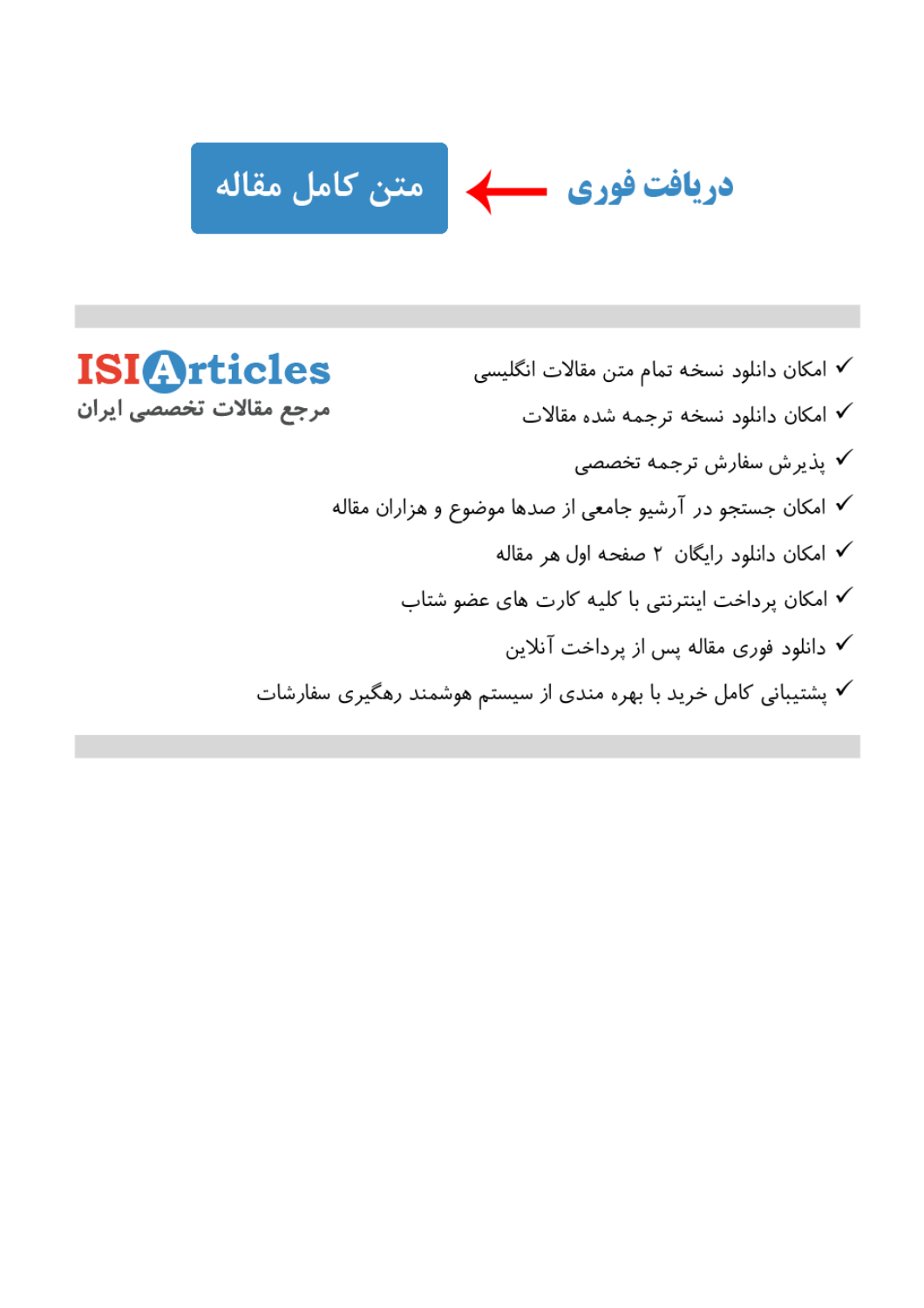دریافت فوری ← **متن کامل مقاله**

**ISIArticles**
مرجع مقالات تخصصی ایران

- ✓ امکان دانلود نسخه تمام متن مقالات انگلیسی
- ✓ امکان دانلود نسخه ترجمه شده مقالات
- ✓ پذیرش سفارش ترجمه تخصصی
- ✓ امکان جستجو در آرشیو جامعی از صدها موضوع و هزاران مقاله
- ✓ امکان دانلود رایگان ۲ صفحه اول هر مقاله
- ✓ امکان پرداخت اینترنتی با کلیه کارت های عضو شتاب
- ✓ دانلود فوری مقاله پس از پرداخت آنلاین
- ✓ پشتیبانی کامل خرید با بهره مندی از سیستم هوشمند رهگیری سفارشات